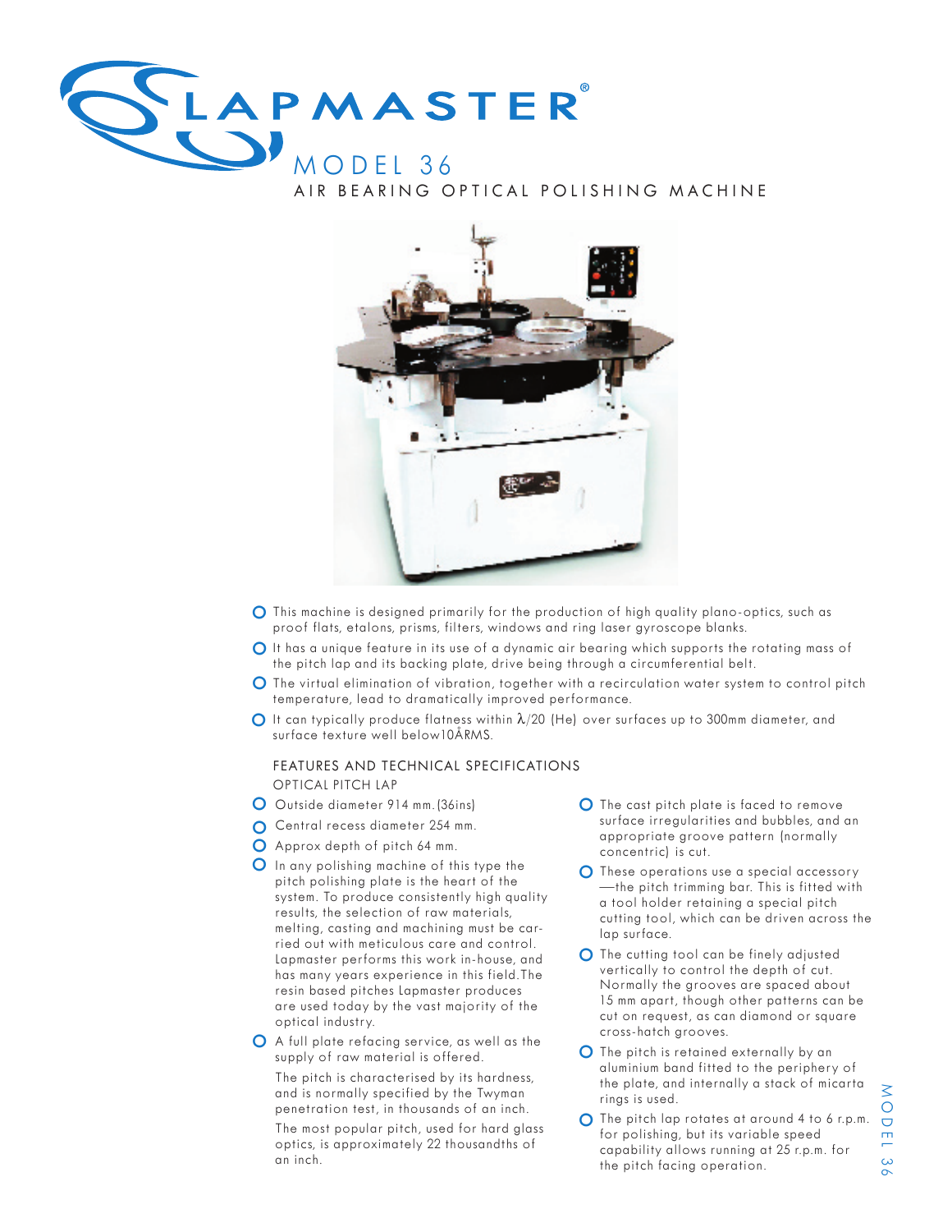# LAPMASTER®

## MODEL 36

### AIR BEARING OPTICAL POLISHING MACHINE

- This machine is designed primarily for the production of high quality plano-optics, such as proof flats, etalons, prisms, filters, windows and ring laser gyroscope blanks.
- It has a unique feature in its use of a dynamic air bearing which supports the rotating mass of the pitch lap and its backing plate, drive being through a circumferential belt.
- The virtual elimination of vibration, together with a recirculation water system to control pitch temperature, lead to dramatically improved performance.
- It can typically produce flatness within $\lambda/20$ (He) over surfaces up to 300mm diameter, and surface texture well below10ÅRMS.

### FEATURES AND TECHNICAL SPECIFICATIONS

#### OPTICAL PITCH LAP

- Outside diameter 914 mm.(36ins)
- Central recess diameter 254 mm.
- Approx depth of pitch 64 mm.
- In any polishing machine of this type the pitch polishing plate is the heart of the system. To produce consistently high quality results, the selection of raw materials, melting, casting and machining must be carried out with meticulous care and control. Lapmaster performs this work in-house, and has many years experience in this field.The resin based pitches Lapmaster produces are used today by the vast majority of the optical industry.
- A full plate refacing service, as well as the supply of raw material is offered.

  The pitch is characterised by its hardness, and is normally specified by the Twyman penetration test, in thousands of an inch.

  The most popular pitch, used for hard glass optics, is approximately 22 thousandths of an inch.
- The cast pitch plate is faced to remove surface irregularities and bubbles, and an appropriate groove pattern (normally concentric) is cut.
- These operations use a special accessory —the pitch trimming bar. This is fitted with a tool holder retaining a special pitch cutting tool, which can be driven across the lap surface.
- The cutting tool can be finely adjusted vertically to control the depth of cut. Normally the grooves are spaced about 15 mm apart, though other patterns can be cut on request, as can diamond or square cross-hatch grooves.
- The pitch is retained externally by an aluminium band fitted to the periphery of the plate, and internally a stack of micarta rings is used.
- The pitch lap rotates at around 4 to 6 r.p.m. for polishing, but its variable speed capability allows running at 25 r.p.m. for the pitch facing operation.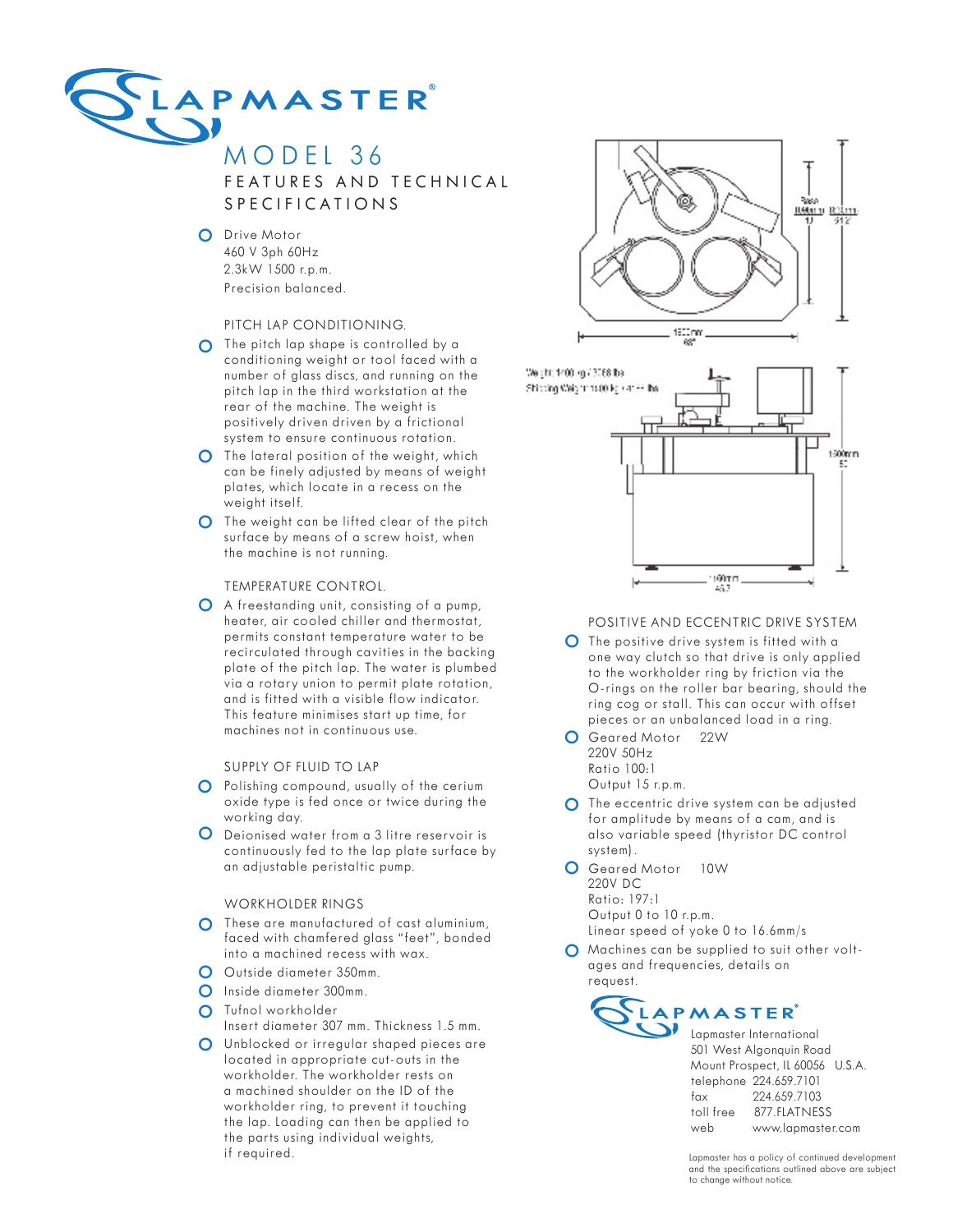# LAPMASTER®

## MODEL 36

### FEATURES AND TECHNICAL SPECIFICATIONS

- Drive Motor
  460 V 3ph 60Hz
  2.3kW 1500 r.p.m.
  Precision balanced.

PITCH LAP CONDITIONING.

- The pitch lap shape is controlled by a conditioning weight or tool faced with a number of glass discs, and running on the pitch lap in the third workstation at the rear of the machine. The weight is positively driven driven by a frictional system to ensure continuous rotation.
- The lateral position of the weight, which can be finely adjusted by means of weight plates, which locate in a recess on the weight itself.
- The weight can be lifted clear of the pitch surface by means of a screw hoist, when the machine is not running.

TEMPERATURE CONTROL.

- A freestanding unit, consisting of a pump, heater, air cooled chiller and thermostat, permits constant temperature water to be recirculated through cavities in the backing plate of the pitch lap. The water is plumbed via a rotary union to permit plate rotation, and is fitted with a visible flow indicator. This feature minimises start up time, for machines not in continuous use.

SUPPLY OF FLUID TO LAP

- Polishing compound, usually of the cerium oxide type is fed once or twice during the working day.
- Deionised water from a 3 litre reservoir is continuously fed to the lap plate surface by an adjustable peristaltic pump.

WORKHOLDER RINGS

- These are manufactured of cast aluminium, faced with chamfered glass "feet", bonded into a machined recess with wax.
- Outside diameter 350mm.
- Inside diameter 300mm.
- Tufnol workholder
  Insert diameter 307 mm. Thickness 1.5 mm.
- Unblocked or irregular shaped pieces are located in appropriate cut-outs in the workholder. The workholder rests on a machined shoulder on the ID of the workholder ring, to prevent it touching the lap. Loading can then be applied to the parts using individual weights, if required.

Base 1040mm 41 | 1303mm 51.2
1500mm 59"
Weight 1400 kg / 3086 lbs
Shipping Weight 1500 kg / ---- lbs
1500mm 59"
1160mm 45.7

POSITIVE AND ECCENTRIC DRIVE SYSTEM

- The positive drive system is fitted with a one way clutch so that drive is only applied to the workholder ring by friction via the O-rings on the roller bar bearing, should the ring cog or stall. This can occur with offset pieces or an unbalanced load in a ring.
- Geared Motor 22W
  220V 50Hz
  Ratio 100:1
  Output 15 r.p.m.
- The eccentric drive system can be adjusted for amplitude by means of a cam, and is also variable speed (thyristor DC control system).
- Geared Motor 10W
  220V DC
  Ratio: 197:1
  Output 0 to 10 r.p.m.
  Linear speed of yoke 0 to 16.6mm/s
- Machines can be supplied to suit other voltages and frequencies, details on request.

LAPMASTER®

Lapmaster International
501 West Algonquin Road
Mount Prospect, IL 60056 U.S.A.
telephone 224.659.7101
fax 224.659.7103
toll free 877.FLATNESS
web www.lapmaster.com

Lapmaster has a policy of continued development and the specifications outlined above are subject to change without notice.